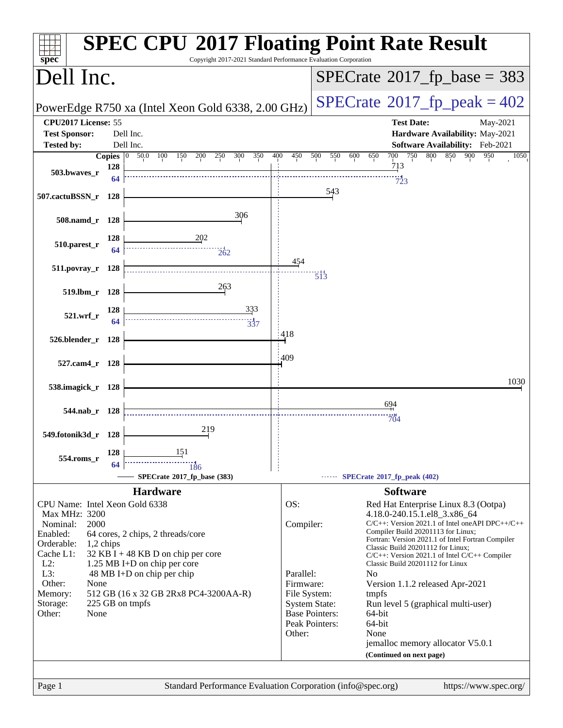# SPEC CPU 2017 Floating Point Rate Result

Copyright 2017-2021 Standard Performance Evaluation Corporation

## Dell Inc.

PowerEdge R750 xa (Intel Xeon Gold 6338, 2.00 GHz)

SPECrate 2017_fp_base = 383

SPECrate 2017_fp_peak = 402

**CPU2017 License:** 55
**Test Sponsor:** Dell Inc.
**Tested by:** Dell Inc.

**Test Date:** May-2021
**Hardware Availability:** May-2021
**Software Availability:** Feb-2021

| Benchmark | Copies | Base | Peak Copies | Peak |
|---|---|---|---|---|
| 503.bwaves_r | 128 | 713 | 64 | 723 |
| 507.cactuBSSN_r | 128 | 543 | | |
| 508.namd_r | 128 | 306 | | |
| 510.parest_r | 128 | 202 | 64 | 262 |
| 511.povray_r | 128 | 454 | 128 | 513 |
| 519.lbm_r | 128 | 263 | | |
| 521.wrf_r | 128 | 333 | 64 | 337 |
| 526.blender_r | 128 | 418 | | |
| 527.cam4_r | 128 | 409 | | |
| 538.imagick_r | 128 | 1030 | | |
| 544.nab_r | 128 | 694 | 128 | 704 |
| 549.fotonik3d_r | 128 | 219 | | |
| 554.roms_r | 128 | 151 | 64 | 186 |

SPECrate 2017_fp_base (383) —— SPECrate 2017_fp_peak (402)

## Hardware

- **CPU Name:** Intel Xeon Gold 6338
- **Max MHz:** 3200
- **Nominal:** 2000
- **Enabled:** 64 cores, 2 chips, 2 threads/core
- **Orderable:** 1,2 chips
- **Cache L1:** 32 KB I + 48 KB D on chip per core
- **L2:** 1.25 MB I+D on chip per core
- **L3:** 48 MB I+D on chip per chip
- **Other:** None
- **Memory:** 512 GB (16 x 32 GB 2Rx8 PC4-3200AA-R)
- **Storage:** 225 GB on tmpfs
- **Other:** None

## Software

- **OS:** Red Hat Enterprise Linux 8.3 (Ootpa) 4.18.0-240.15.1.el8_3.x86_64
- **Compiler:** C/C++: Version 2021.1 of Intel oneAPI DPC++/C++ Compiler Build 20201113 for Linux; Fortran: Version 2021.1 of Intel Fortran Compiler Classic Build 20201112 for Linux; C/C++: Version 2021.1 of Intel C/C++ Compiler Classic Build 20201112 for Linux
- **Parallel:** No
- **Firmware:** Version 1.1.2 released Apr-2021
- **File System:** tmpfs
- **System State:** Run level 5 (graphical multi-user)
- **Base Pointers:** 64-bit
- **Peak Pointers:** 64-bit
- **Other:** None
- jemalloc memory allocator V5.0.1

**(Continued on next page)**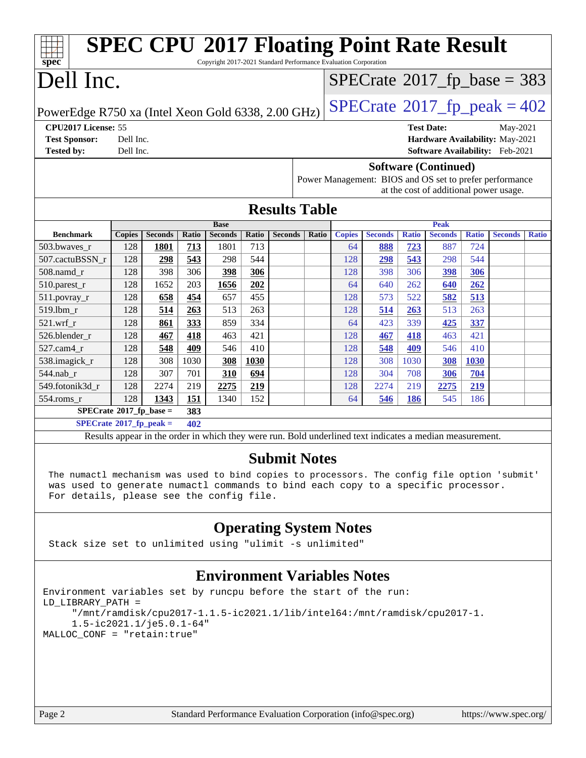# SPEC CPU 2017 Floating Point Rate Result

Copyright 2017-2021 Standard Performance Evaluation Corporation

## Dell Inc.

PowerEdge R750 xa (Intel Xeon Gold 6338, 2.00 GHz)

SPECrate 2017_fp_base = 383

SPECrate 2017_fp_peak = 402

**CPU2017 License:** 55
**Test Sponsor:** Dell Inc.
**Tested by:** Dell Inc.

**Test Date:** May-2021
**Hardware Availability:** May-2021
**Software Availability:** Feb-2021

### Software (Continued)

Power Management: BIOS and OS set to prefer performance at the cost of additional power usage.

## Results Table

| Benchmark | Base | | | | | | | Peak | | | | | | |
|---|---|---|---|---|---|---|---|---|---|---|---|---|---|---|
| | Copies | Seconds | Ratio | Seconds | Ratio | Seconds | Ratio | Copies | Seconds | Ratio | Seconds | Ratio | Seconds | Ratio |
| 503.bwaves_r | 128 | **1801** | **713** | 1801 | 713 | | | 64 | **888** | **723** | 887 | 724 | | |
| 507.cactuBSSN_r | 128 | **298** | **543** | 298 | 544 | | | 128 | **298** | **543** | 298 | 544 | | |
| 508.namd_r | 128 | 398 | 306 | **398** | **306** | | | 128 | 398 | 306 | **398** | **306** | | |
| 510.parest_r | 128 | 1652 | 203 | **1656** | **202** | | | 64 | 640 | 262 | **640** | **262** | | |
| 511.povray_r | 128 | **658** | **454** | 657 | 455 | | | 128 | 573 | 522 | **582** | **513** | | |
| 519.lbm_r | 128 | **514** | **263** | 513 | 263 | | | 128 | **514** | **263** | 513 | 263 | | |
| 521.wrf_r | 128 | **861** | **333** | 859 | 334 | | | 64 | 423 | 339 | **425** | **337** | | |
| 526.blender_r | 128 | **467** | **418** | 463 | 421 | | | 128 | **467** | **418** | 463 | 421 | | |
| 527.cam4_r | 128 | **548** | **409** | 546 | 410 | | | 128 | **548** | **409** | 546 | 410 | | |
| 538.imagick_r | 128 | 308 | 1030 | **308** | **1030** | | | 128 | 308 | 1030 | **308** | **1030** | | |
| 544.nab_r | 128 | 307 | 701 | **310** | **694** | | | 128 | 304 | 708 | **306** | **704** | | |
| 549.fotonik3d_r | 128 | 2274 | 219 | **2275** | **219** | | | 128 | 2274 | 219 | **2275** | **219** | | |
| 554.roms_r | 128 | **1343** | **151** | 1340 | 152 | | | 64 | **546** | **186** | 545 | 186 | | |

SPECrate 2017_fp_base = 383

SPECrate 2017_fp_peak = 402

Results appear in the order in which they were run. Bold underlined text indicates a median measurement.

## Submit Notes

```
The numactl mechanism was used to bind copies to processors. The config file option 'submit'
was used to generate numactl commands to bind each copy to a specific processor.
For details, please see the config file.
```

## Operating System Notes

```
Stack size set to unlimited using "ulimit -s unlimited"
```

## Environment Variables Notes

```
Environment variables set by runcpu before the start of the run:
LD_LIBRARY_PATH =
     "/mnt/ramdisk/cpu2017-1.1.5-ic2021.1/lib/intel64:/mnt/ramdisk/cpu2017-1.
     1.5-ic2021.1/je5.0.1-64"
MALLOC_CONF = "retain:true"
```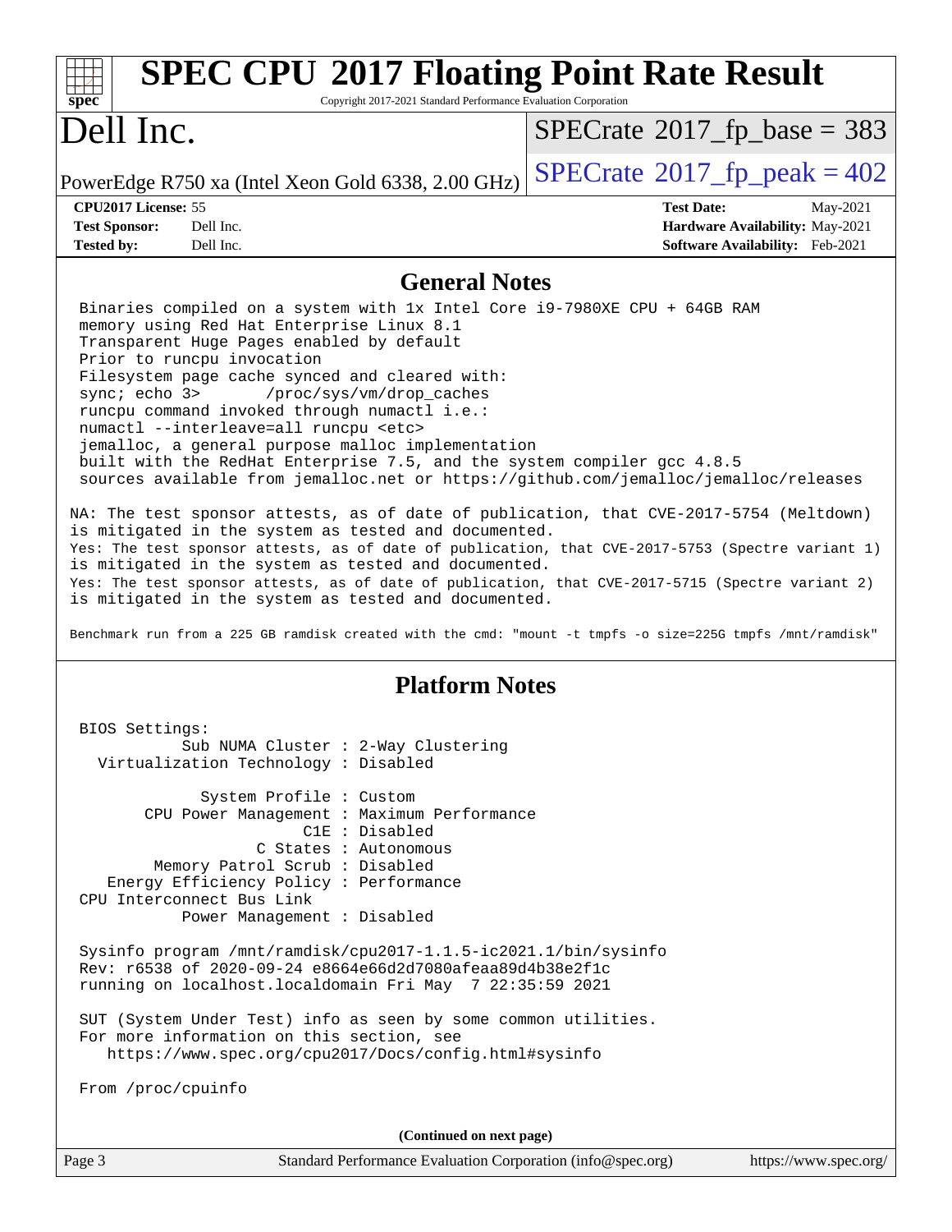## General Notes

```
Binaries compiled on a system with 1x Intel Core i9-7980XE CPU + 64GB RAM
memory using Red Hat Enterprise Linux 8.1
Transparent Huge Pages enabled by default
Prior to runcpu invocation
Filesystem page cache synced and cleared with:
sync; echo 3>       /proc/sys/vm/drop_caches
runcpu command invoked through numactl i.e.:
numactl --interleave=all runcpu <etc>
jemalloc, a general purpose malloc implementation
built with the RedHat Enterprise 7.5, and the system compiler gcc 4.8.5
sources available from jemalloc.net or https://github.com/jemalloc/jemalloc/releases
```

NA: The test sponsor attests, as of date of publication, that CVE-2017-5754 (Meltdown) is mitigated in the system as tested and documented.
Yes: The test sponsor attests, as of date of publication, that CVE-2017-5753 (Spectre variant 1) is mitigated in the system as tested and documented.
Yes: The test sponsor attests, as of date of publication, that CVE-2017-5715 (Spectre variant 2) is mitigated in the system as tested and documented.

Benchmark run from a 225 GB ramdisk created with the cmd: "mount -t tmpfs -o size=225G tmpfs /mnt/ramdisk"

## Platform Notes

```
BIOS Settings:
          Sub NUMA Cluster : 2-Way Clustering
  Virtualization Technology : Disabled

            System Profile : Custom
      CPU Power Management : Maximum Performance
                       C1E : Disabled
                  C States : Autonomous
       Memory Patrol Scrub : Disabled
   Energy Efficiency Policy : Performance
CPU Interconnect Bus Link
          Power Management : Disabled

Sysinfo program /mnt/ramdisk/cpu2017-1.1.5-ic2021.1/bin/sysinfo
Rev: r6538 of 2020-09-24 e8664e66d2d7080afeaa89d4b38e2f1c
running on localhost.localdomain Fri May  7 22:35:59 2021

SUT (System Under Test) info as seen by some common utilities.
For more information on this section, see
   https://www.spec.org/cpu2017/Docs/config.html#sysinfo

From /proc/cpuinfo
```

(Continued on next page)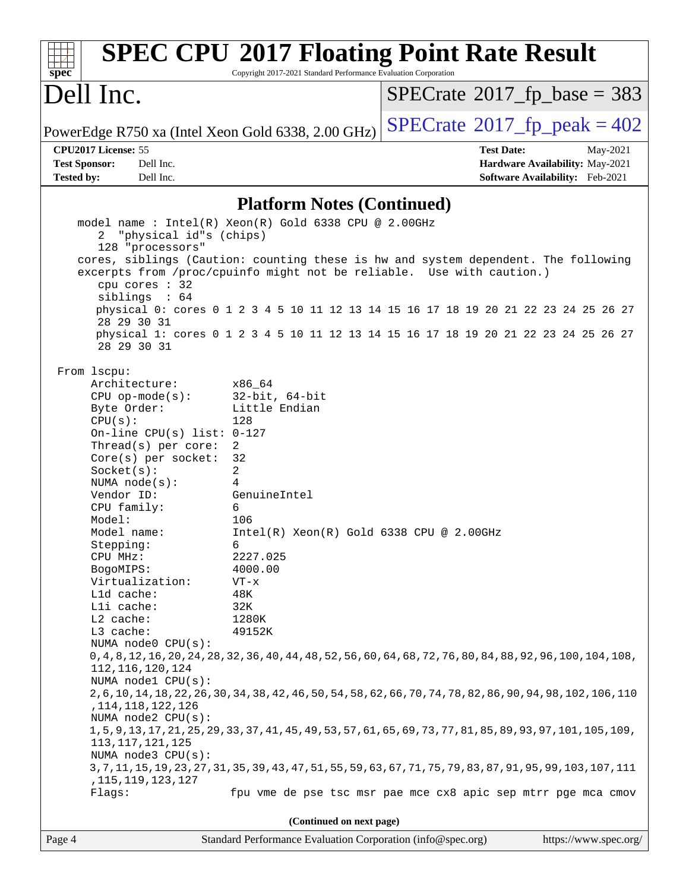## Platform Notes (Continued)

```
    model name : Intel(R) Xeon(R) Gold 6338 CPU @ 2.00GHz
       2  "physical id"s (chips)
       128 "processors"
    cores, siblings (Caution: counting these is hw and system dependent. The following
    excerpts from /proc/cpuinfo might not be reliable.  Use with caution.)
       cpu cores : 32
       siblings  : 64
       physical 0: cores 0 1 2 3 4 5 10 11 12 13 14 15 16 17 18 19 20 21 22 23 24 25 26 27
       28 29 30 31
       physical 1: cores 0 1 2 3 4 5 10 11 12 13 14 15 16 17 18 19 20 21 22 23 24 25 26 27
       28 29 30 31

 From lscpu:
      Architecture:          x86_64
      CPU op-mode(s):        32-bit, 64-bit
      Byte Order:            Little Endian
      CPU(s):                128
      On-line CPU(s) list: 0-127
      Thread(s) per core:  2
      Core(s) per socket:  32
      Socket(s):             2
      NUMA node(s):          4
      Vendor ID:             GenuineIntel
      CPU family:            6
      Model:                 106
      Model name:            Intel(R) Xeon(R) Gold 6338 CPU @ 2.00GHz
      Stepping:              6
      CPU MHz:               2227.025
      BogoMIPS:              4000.00
      Virtualization:        VT-x
      L1d cache:             48K
      L1i cache:             32K
      L2 cache:              1280K
      L3 cache:              49152K
      NUMA node0 CPU(s):
      0,4,8,12,16,20,24,28,32,36,40,44,48,52,56,60,64,68,72,76,80,84,88,92,96,100,104,108,
      112,116,120,124
      NUMA node1 CPU(s):
      2,6,10,14,18,22,26,30,34,38,42,46,50,54,58,62,66,70,74,78,82,86,90,94,98,102,106,110
      ,114,118,122,126
      NUMA node2 CPU(s):
      1,5,9,13,17,21,25,29,33,37,41,45,49,53,57,61,65,69,73,77,81,85,89,93,97,101,105,109,
      113,117,121,125
      NUMA node3 CPU(s):
      3,7,11,15,19,23,27,31,35,39,43,47,51,55,59,63,67,71,75,79,83,87,91,95,99,103,107,111
      ,115,119,123,127
      Flags:                 fpu vme de pse tsc msr pae mce cx8 apic sep mtrr pge mca cmov
```

(Continued on next page)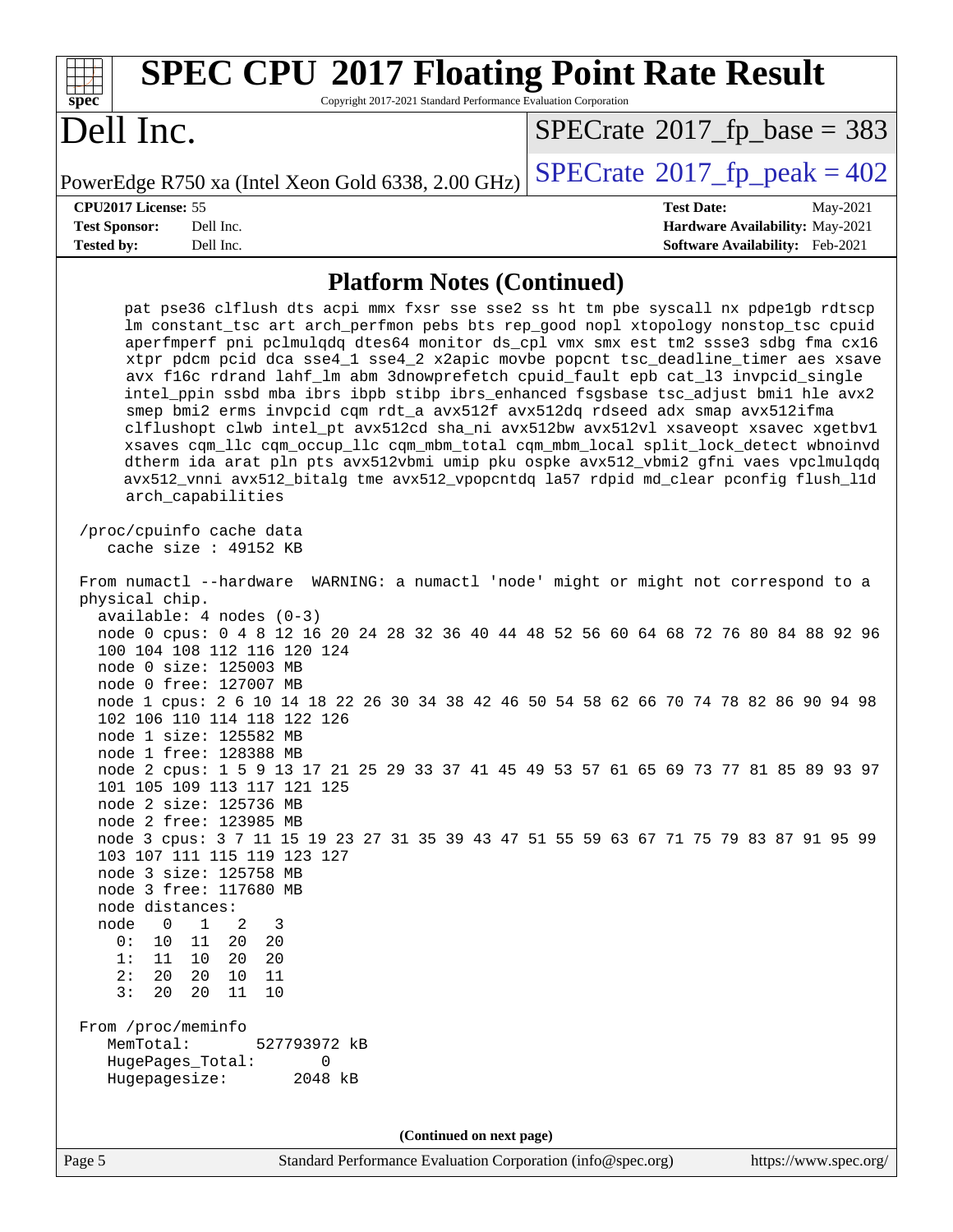# SPEC CPU 2017 Floating Point Rate Result

Copyright 2017-2021 Standard Performance Evaluation Corporation

## Dell Inc.

PowerEdge R750 xa (Intel Xeon Gold 6338, 2.00 GHz)

SPECrate 2017_fp_base = 383

SPECrate 2017_fp_peak = 402

**CPU2017 License:** 55
**Test Sponsor:** Dell Inc.
**Tested by:** Dell Inc.

**Test Date:** May-2021
**Hardware Availability:** May-2021
**Software Availability:** Feb-2021

## Platform Notes (Continued)

```
      pat pse36 clflush dts acpi mmx fxsr sse sse2 ss ht tm pbe syscall nx pdpe1gb rdtscp
      lm constant_tsc art arch_perfmon pebs bts rep_good nopl xtopology nonstop_tsc cpuid
      aperfmperf pni pclmulqdq dtes64 monitor ds_cpl vmx smx est tm2 ssse3 sdbg fma cx16
      xtpr pdcm pcid dca sse4_1 sse4_2 x2apic movbe popcnt tsc_deadline_timer aes xsave
      avx f16c rdrand lahf_lm abm 3dnowprefetch cpuid_fault epb cat_l3 invpcid_single
      intel_ppin ssbd mba ibrs ibpb stibp ibrs_enhanced fsgsbase tsc_adjust bmi1 hle avx2
      smep bmi2 erms invpcid cqm rdt_a avx512f avx512dq rdseed adx smap avx512ifma
      clflushopt clwb intel_pt avx512cd sha_ni avx512bw avx512vl xsaveopt xsavec xgetbv1
      xsaves cqm_llc cqm_occup_llc cqm_mbm_total cqm_mbm_local split_lock_detect wbnoinvd
      dtherm ida arat pln pts avx512vbmi umip pku ospke avx512_vbmi2 gfni vaes vpclmulqdq
      avx512_vnni avx512_bitalg tme avx512_vpopcntdq la57 rdpid md_clear pconfig flush_l1d
      arch_capabilities

 /proc/cpuinfo cache data
    cache size : 49152 KB

 From numactl --hardware  WARNING: a numactl 'node' might or might not correspond to a
 physical chip.
   available: 4 nodes (0-3)
   node 0 cpus: 0 4 8 12 16 20 24 28 32 36 40 44 48 52 56 60 64 68 72 76 80 84 88 92 96
   100 104 108 112 116 120 124
   node 0 size: 125003 MB
   node 0 free: 127007 MB
   node 1 cpus: 2 6 10 14 18 22 26 30 34 38 42 46 50 54 58 62 66 70 74 78 82 86 90 94 98
   102 106 110 114 118 122 126
   node 1 size: 125582 MB
   node 1 free: 128388 MB
   node 2 cpus: 1 5 9 13 17 21 25 29 33 37 41 45 49 53 57 61 65 69 73 77 81 85 89 93 97
   101 105 109 113 117 121 125
   node 2 size: 125736 MB
   node 2 free: 123985 MB
   node 3 cpus: 3 7 11 15 19 23 27 31 35 39 43 47 51 55 59 63 67 71 75 79 83 87 91 95 99
   103 107 111 115 119 123 127
   node 3 size: 125758 MB
   node 3 free: 117680 MB
   node distances:
   node   0   1   2   3
     0:  10  11  20  20
     1:  11  10  20  20
     2:  20  20  10  11
     3:  20  20  11  10

 From /proc/meminfo
    MemTotal:       527793972 kB
    HugePages_Total:       0
    Hugepagesize:       2048 kB
```

**(Continued on next page)**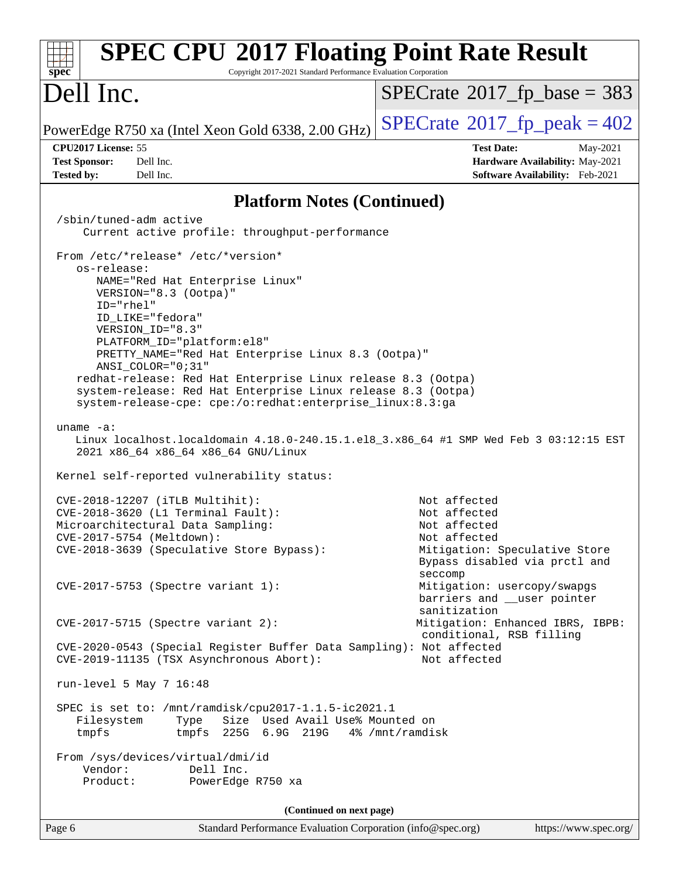# SPEC CPU 2017 Floating Point Rate Result

Copyright 2017-2021 Standard Performance Evaluation Corporation

# Dell Inc.

PowerEdge R750 xa (Intel Xeon Gold 6338, 2.00 GHz)

SPECrate 2017_fp_base = 383

SPECrate 2017_fp_peak = 402

**CPU2017 License:** 55
**Test Sponsor:** Dell Inc.
**Tested by:** Dell Inc.

**Test Date:** May-2021
**Hardware Availability:** May-2021
**Software Availability:** Feb-2021

## Platform Notes (Continued)

```
/sbin/tuned-adm active
    Current active profile: throughput-performance

From /etc/*release* /etc/*version*
   os-release:
      NAME="Red Hat Enterprise Linux"
      VERSION="8.3 (Ootpa)"
      ID="rhel"
      ID_LIKE="fedora"
      VERSION_ID="8.3"
      PLATFORM_ID="platform:el8"
      PRETTY_NAME="Red Hat Enterprise Linux 8.3 (Ootpa)"
      ANSI_COLOR="0;31"
   redhat-release: Red Hat Enterprise Linux release 8.3 (Ootpa)
   system-release: Red Hat Enterprise Linux release 8.3 (Ootpa)
   system-release-cpe: cpe:/o:redhat:enterprise_linux:8.3:ga

uname -a:
   Linux localhost.localdomain 4.18.0-240.15.1.el8_3.x86_64 #1 SMP Wed Feb 3 03:12:15 EST
   2021 x86_64 x86_64 x86_64 GNU/Linux

Kernel self-reported vulnerability status:

CVE-2018-12207 (iTLB Multihit):                          Not affected
CVE-2018-3620 (L1 Terminal Fault):                       Not affected
Microarchitectural Data Sampling:                        Not affected
CVE-2017-5754 (Meltdown):                                Not affected
CVE-2018-3639 (Speculative Store Bypass):                Mitigation: Speculative Store
                                                         Bypass disabled via prctl and
                                                         seccomp
CVE-2017-5753 (Spectre variant 1):                       Mitigation: usercopy/swapgs
                                                         barriers and __user pointer
                                                         sanitization
CVE-2017-5715 (Spectre variant 2):                       Mitigation: Enhanced IBRS, IBPB:
                                                         conditional, RSB filling
CVE-2020-0543 (Special Register Buffer Data Sampling): Not affected
CVE-2019-11135 (TSX Asynchronous Abort):                 Not affected

run-level 5 May 7 16:48

SPEC is set to: /mnt/ramdisk/cpu2017-1.1.5-ic2021.1
   Filesystem     Type   Size  Used Avail Use% Mounted on
   tmpfs          tmpfs  225G  6.9G  219G   4% /mnt/ramdisk

From /sys/devices/virtual/dmi/id
    Vendor:         Dell Inc.
    Product:        PowerEdge R750 xa
```

(Continued on next page)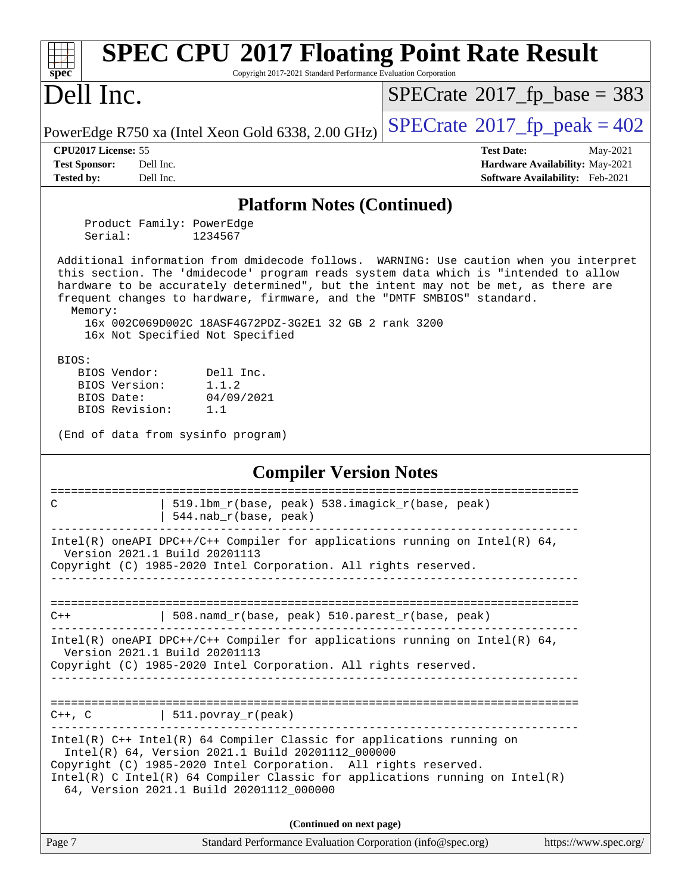## Platform Notes (Continued)

```
   Product Family: PowerEdge
   Serial:         1234567

 Additional information from dmidecode follows.  WARNING: Use caution when you interpret
 this section. The 'dmidecode' program reads system data which is "intended to allow
 hardware to be accurately determined", but the intent may not be met, as there are
 frequent changes to hardware, firmware, and the "DMTF SMBIOS" standard.
   Memory:
     16x 002C069D002C 18ASF4G72PDZ-3G2E1 32 GB 2 rank 3200
     16x Not Specified Not Specified

 BIOS:
    BIOS Vendor:       Dell Inc.
    BIOS Version:      1.1.2
    BIOS Date:         04/09/2021
    BIOS Revision:     1.1

 (End of data from sysinfo program)
```

## Compiler Version Notes

```
==============================================================================
C               | 519.lbm_r(base, peak) 538.imagick_r(base, peak)
                | 544.nab_r(base, peak)
------------------------------------------------------------------------------
Intel(R) oneAPI DPC++/C++ Compiler for applications running on Intel(R) 64,
  Version 2021.1 Build 20201113
Copyright (C) 1985-2020 Intel Corporation. All rights reserved.
------------------------------------------------------------------------------

==============================================================================
C++             | 508.namd_r(base, peak) 510.parest_r(base, peak)
------------------------------------------------------------------------------
Intel(R) oneAPI DPC++/C++ Compiler for applications running on Intel(R) 64,
  Version 2021.1 Build 20201113
Copyright (C) 1985-2020 Intel Corporation. All rights reserved.
------------------------------------------------------------------------------

==============================================================================
C++, C          | 511.povray_r(peak)
------------------------------------------------------------------------------
Intel(R) C++ Intel(R) 64 Compiler Classic for applications running on
  Intel(R) 64, Version 2021.1 Build 20201112_000000
Copyright (C) 1985-2020 Intel Corporation.  All rights reserved.
Intel(R) C Intel(R) 64 Compiler Classic for applications running on Intel(R)
  64, Version 2021.1 Build 20201112_000000
```

**(Continued on next page)**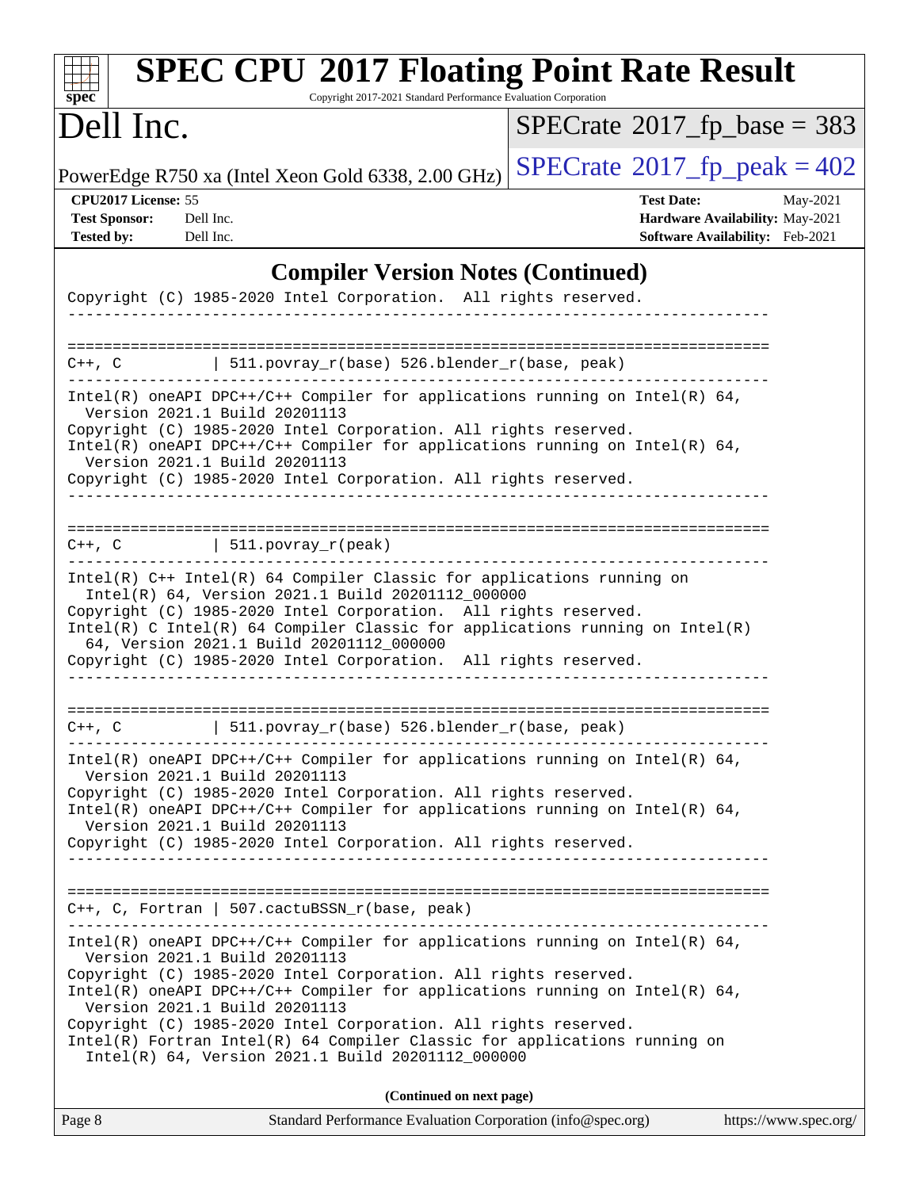## Compiler Version Notes (Continued)

```
Copyright (C) 1985-2020 Intel Corporation.  All rights reserved.
------------------------------------------------------------------------------

==============================================================================
C++, C          | 511.povray_r(base) 526.blender_r(base, peak)
------------------------------------------------------------------------------
Intel(R) oneAPI DPC++/C++ Compiler for applications running on Intel(R) 64,
  Version 2021.1 Build 20201113
Copyright (C) 1985-2020 Intel Corporation. All rights reserved.
Intel(R) oneAPI DPC++/C++ Compiler for applications running on Intel(R) 64,
  Version 2021.1 Build 20201113
Copyright (C) 1985-2020 Intel Corporation. All rights reserved.
------------------------------------------------------------------------------

==============================================================================
C++, C          | 511.povray_r(peak)
------------------------------------------------------------------------------
Intel(R) C++ Intel(R) 64 Compiler Classic for applications running on
  Intel(R) 64, Version 2021.1 Build 20201112_000000
Copyright (C) 1985-2020 Intel Corporation.  All rights reserved.
Intel(R) C Intel(R) 64 Compiler Classic for applications running on Intel(R)
  64, Version 2021.1 Build 20201112_000000
Copyright (C) 1985-2020 Intel Corporation.  All rights reserved.
------------------------------------------------------------------------------

==============================================================================
C++, C          | 511.povray_r(base) 526.blender_r(base, peak)
------------------------------------------------------------------------------
Intel(R) oneAPI DPC++/C++ Compiler for applications running on Intel(R) 64,
  Version 2021.1 Build 20201113
Copyright (C) 1985-2020 Intel Corporation. All rights reserved.
Intel(R) oneAPI DPC++/C++ Compiler for applications running on Intel(R) 64,
  Version 2021.1 Build 20201113
Copyright (C) 1985-2020 Intel Corporation. All rights reserved.
------------------------------------------------------------------------------

==============================================================================
C++, C, Fortran | 507.cactuBSSN_r(base, peak)
------------------------------------------------------------------------------
Intel(R) oneAPI DPC++/C++ Compiler for applications running on Intel(R) 64,
  Version 2021.1 Build 20201113
Copyright (C) 1985-2020 Intel Corporation. All rights reserved.
Intel(R) oneAPI DPC++/C++ Compiler for applications running on Intel(R) 64,
  Version 2021.1 Build 20201113
Copyright (C) 1985-2020 Intel Corporation. All rights reserved.
Intel(R) Fortran Intel(R) 64 Compiler Classic for applications running on
  Intel(R) 64, Version 2021.1 Build 20201112_000000
```

**(Continued on next page)**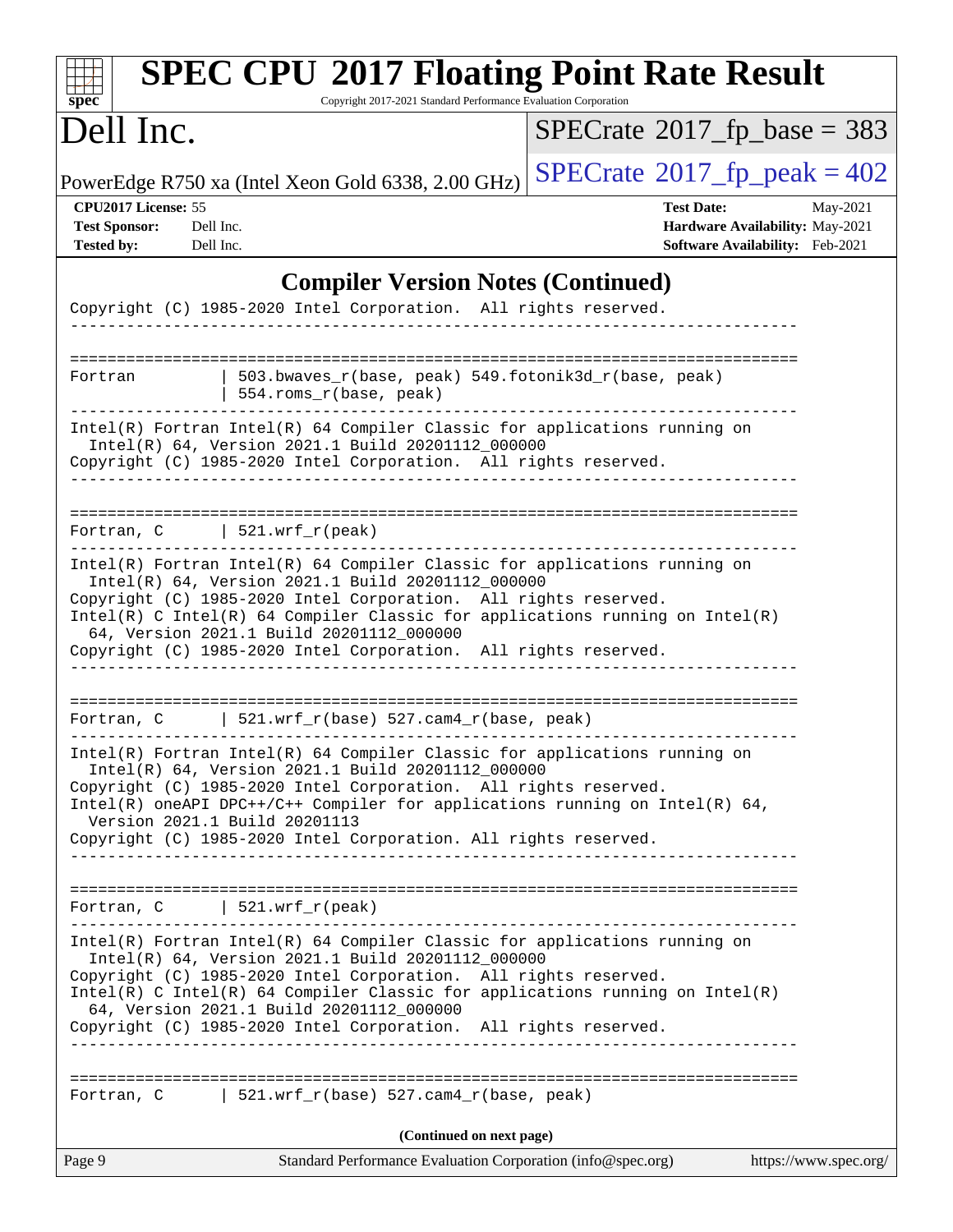## Compiler Version Notes (Continued)

```
Copyright (C) 1985-2020 Intel Corporation.  All rights reserved.
------------------------------------------------------------------------------

==============================================================================
Fortran         | 503.bwaves_r(base, peak) 549.fotonik3d_r(base, peak)
                | 554.roms_r(base, peak)
------------------------------------------------------------------------------
Intel(R) Fortran Intel(R) 64 Compiler Classic for applications running on
  Intel(R) 64, Version 2021.1 Build 20201112_000000
Copyright (C) 1985-2020 Intel Corporation.  All rights reserved.
------------------------------------------------------------------------------

==============================================================================
Fortran, C      | 521.wrf_r(peak)
------------------------------------------------------------------------------
Intel(R) Fortran Intel(R) 64 Compiler Classic for applications running on
  Intel(R) 64, Version 2021.1 Build 20201112_000000
Copyright (C) 1985-2020 Intel Corporation.  All rights reserved.
Intel(R) C Intel(R) 64 Compiler Classic for applications running on Intel(R)
  64, Version 2021.1 Build 20201112_000000
Copyright (C) 1985-2020 Intel Corporation.  All rights reserved.
------------------------------------------------------------------------------

==============================================================================
Fortran, C      | 521.wrf_r(base) 527.cam4_r(base, peak)
------------------------------------------------------------------------------
Intel(R) Fortran Intel(R) 64 Compiler Classic for applications running on
  Intel(R) 64, Version 2021.1 Build 20201112_000000
Copyright (C) 1985-2020 Intel Corporation.  All rights reserved.
Intel(R) oneAPI DPC++/C++ Compiler for applications running on Intel(R) 64,
  Version 2021.1 Build 20201113
Copyright (C) 1985-2020 Intel Corporation. All rights reserved.
------------------------------------------------------------------------------

==============================================================================
Fortran, C      | 521.wrf_r(peak)
------------------------------------------------------------------------------
Intel(R) Fortran Intel(R) 64 Compiler Classic for applications running on
  Intel(R) 64, Version 2021.1 Build 20201112_000000
Copyright (C) 1985-2020 Intel Corporation.  All rights reserved.
Intel(R) C Intel(R) 64 Compiler Classic for applications running on Intel(R)
  64, Version 2021.1 Build 20201112_000000
Copyright (C) 1985-2020 Intel Corporation.  All rights reserved.
------------------------------------------------------------------------------

==============================================================================
Fortran, C      | 521.wrf_r(base) 527.cam4_r(base, peak)
```

**(Continued on next page)**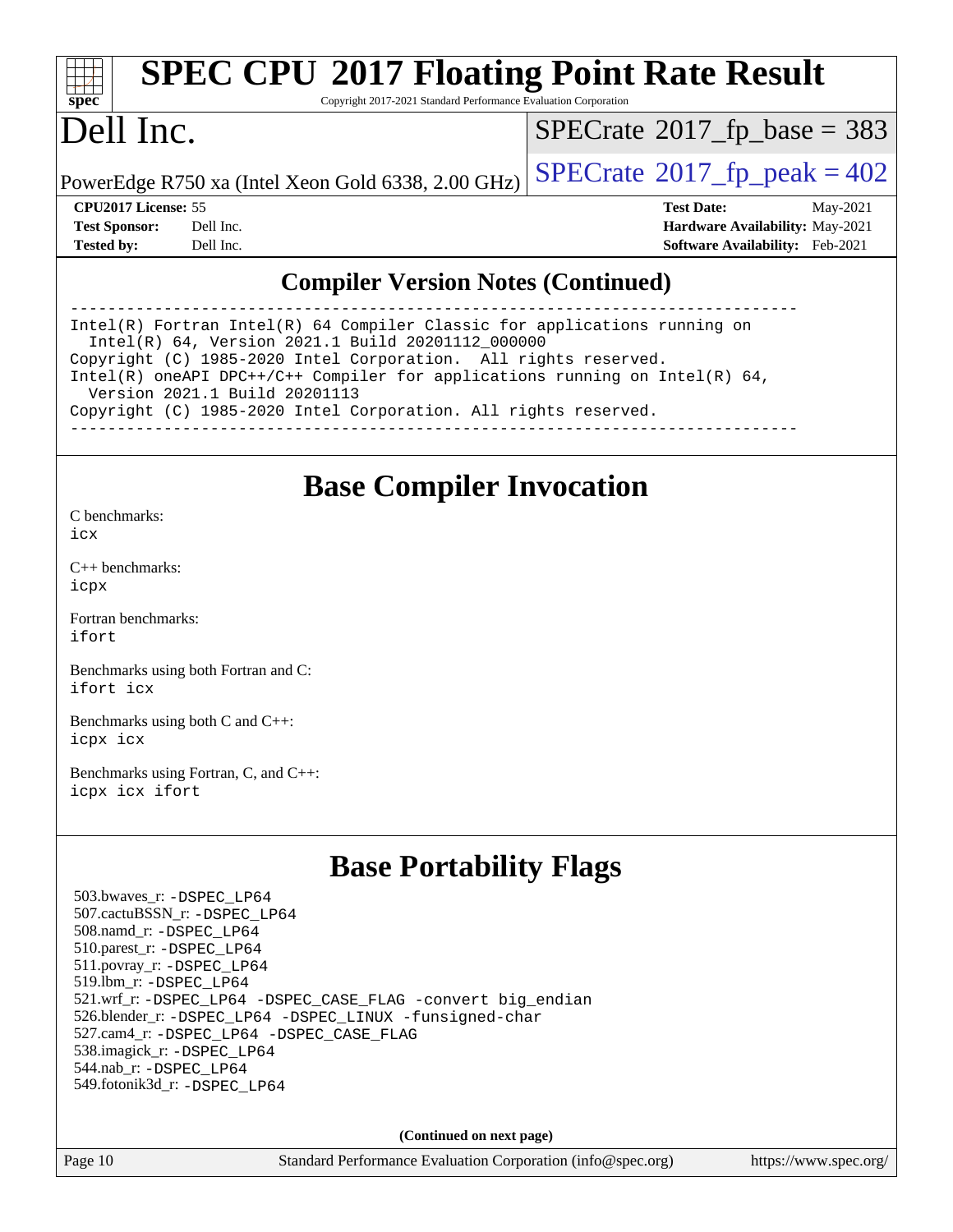## Compiler Version Notes (Continued)

```
------------------------------------------------------------------------------
Intel(R) Fortran Intel(R) 64 Compiler Classic for applications running on
  Intel(R) 64, Version 2021.1 Build 20201112_000000
Copyright (C) 1985-2020 Intel Corporation.  All rights reserved.
Intel(R) oneAPI DPC++/C++ Compiler for applications running on Intel(R) 64,
  Version 2021.1 Build 20201113
Copyright (C) 1985-2020 Intel Corporation. All rights reserved.
------------------------------------------------------------------------------
```

# Base Compiler Invocation

C benchmarks:
icx

C++ benchmarks:
icpx

Fortran benchmarks:
ifort

Benchmarks using both Fortran and C:
ifort icx

Benchmarks using both C and C++:
icpx icx

Benchmarks using Fortran, C, and C++:
icpx icx ifort

# Base Portability Flags

503.bwaves_r: -DSPEC_LP64
507.cactuBSSN_r: -DSPEC_LP64
508.namd_r: -DSPEC_LP64
510.parest_r: -DSPEC_LP64
511.povray_r: -DSPEC_LP64
519.lbm_r: -DSPEC_LP64
521.wrf_r: -DSPEC_LP64 -DSPEC_CASE_FLAG -convert big_endian
526.blender_r: -DSPEC_LP64 -DSPEC_LINUX -funsigned-char
527.cam4_r: -DSPEC_LP64 -DSPEC_CASE_FLAG
538.imagick_r: -DSPEC_LP64
544.nab_r: -DSPEC_LP64
549.fotonik3d_r: -DSPEC_LP64

**(Continued on next page)**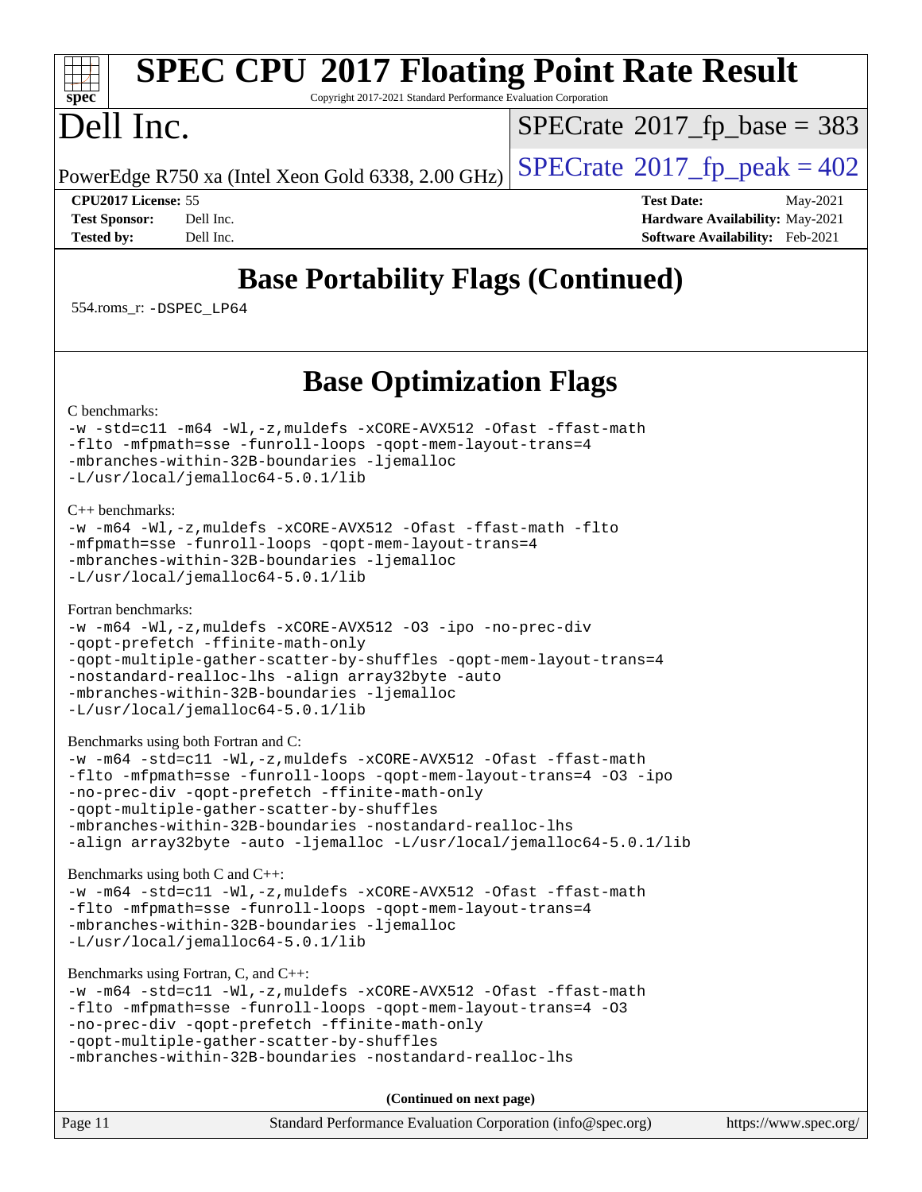# Base Portability Flags (Continued)

554.roms_r: `-DSPEC_LP64`

# Base Optimization Flags

C benchmarks:

```
-w -std=c11 -m64 -Wl,-z,muldefs -xCORE-AVX512 -Ofast -ffast-math
-flto -mfpmath=sse -funroll-loops -qopt-mem-layout-trans=4
-mbranches-within-32B-boundaries -ljemalloc
-L/usr/local/jemalloc64-5.0.1/lib
```

C++ benchmarks:

```
-w -m64 -Wl,-z,muldefs -xCORE-AVX512 -Ofast -ffast-math -flto
-mfpmath=sse -funroll-loops -qopt-mem-layout-trans=4
-mbranches-within-32B-boundaries -ljemalloc
-L/usr/local/jemalloc64-5.0.1/lib
```

Fortran benchmarks:

```
-w -m64 -Wl,-z,muldefs -xCORE-AVX512 -O3 -ipo -no-prec-div
-qopt-prefetch -ffinite-math-only
-qopt-multiple-gather-scatter-by-shuffles -qopt-mem-layout-trans=4
-nostandard-realloc-lhs -align array32byte -auto
-mbranches-within-32B-boundaries -ljemalloc
-L/usr/local/jemalloc64-5.0.1/lib
```

Benchmarks using both Fortran and C:

```
-w -m64 -std=c11 -Wl,-z,muldefs -xCORE-AVX512 -Ofast -ffast-math
-flto -mfpmath=sse -funroll-loops -qopt-mem-layout-trans=4 -O3 -ipo
-no-prec-div -qopt-prefetch -ffinite-math-only
-qopt-multiple-gather-scatter-by-shuffles
-mbranches-within-32B-boundaries -nostandard-realloc-lhs
-align array32byte -auto -ljemalloc -L/usr/local/jemalloc64-5.0.1/lib
```

Benchmarks using both C and C++:

```
-w -m64 -std=c11 -Wl,-z,muldefs -xCORE-AVX512 -Ofast -ffast-math
-flto -mfpmath=sse -funroll-loops -qopt-mem-layout-trans=4
-mbranches-within-32B-boundaries -ljemalloc
-L/usr/local/jemalloc64-5.0.1/lib
```

Benchmarks using Fortran, C, and C++:

```
-w -m64 -std=c11 -Wl,-z,muldefs -xCORE-AVX512 -Ofast -ffast-math
-flto -mfpmath=sse -funroll-loops -qopt-mem-layout-trans=4 -O3
-no-prec-div -qopt-prefetch -ffinite-math-only
-qopt-multiple-gather-scatter-by-shuffles
-mbranches-within-32B-boundaries -nostandard-realloc-lhs
```

**(Continued on next page)**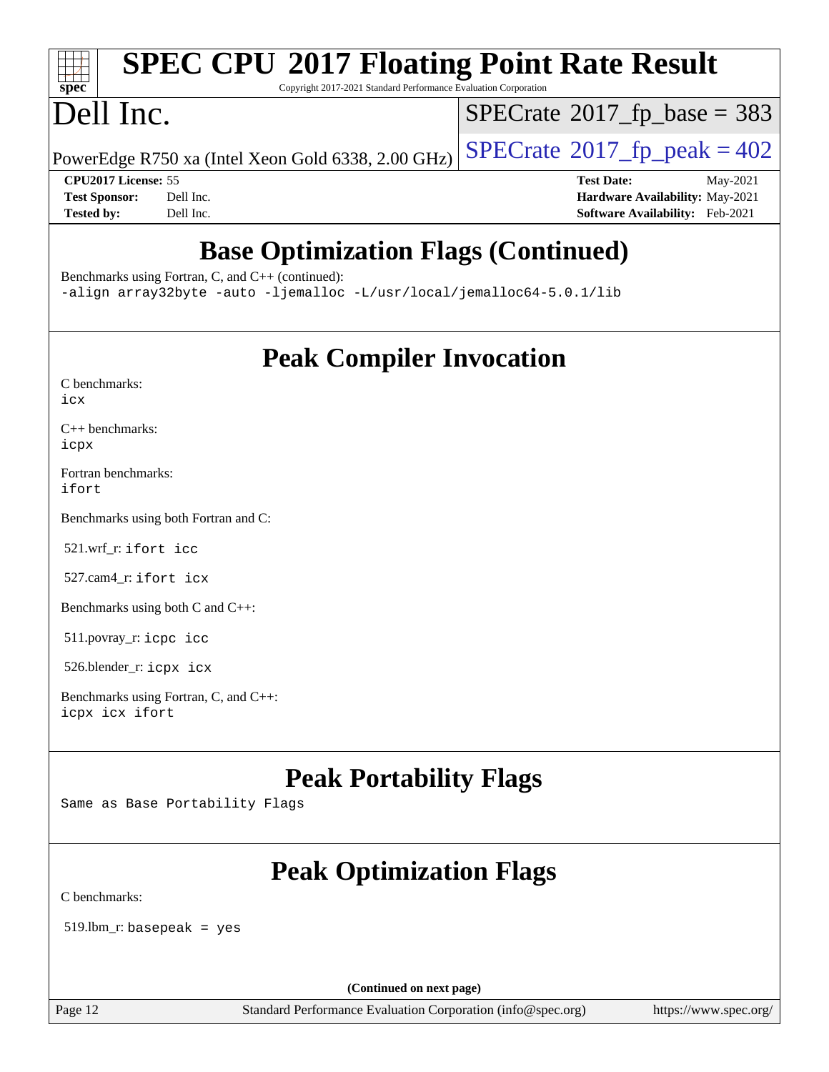# SPEC CPU 2017 Floating Point Rate Result

Copyright 2017-2021 Standard Performance Evaluation Corporation

# Dell Inc.

PowerEdge R750 xa (Intel Xeon Gold 6338, 2.00 GHz)

SPECrate 2017_fp_base = 383

SPECrate 2017_fp_peak = 402

**CPU2017 License:** 55
**Test Sponsor:** Dell Inc.
**Tested by:** Dell Inc.

**Test Date:** May-2021
**Hardware Availability:** May-2021
**Software Availability:** Feb-2021

## Base Optimization Flags (Continued)

Benchmarks using Fortran, C, and C++ (continued):
-align array32byte -auto -ljemalloc -L/usr/local/jemalloc64-5.0.1/lib

## Peak Compiler Invocation

C benchmarks:
icx

C++ benchmarks:
icpx

Fortran benchmarks:
ifort

Benchmarks using both Fortran and C:

521.wrf_r: ifort icc

527.cam4_r: ifort icx

Benchmarks using both C and C++:

511.povray_r: icpc icc

526.blender_r: icpx icx

Benchmarks using Fortran, C, and C++:
icpx icx ifort

## Peak Portability Flags

Same as Base Portability Flags

## Peak Optimization Flags

C benchmarks:

519.lbm_r: basepeak = yes

(Continued on next page)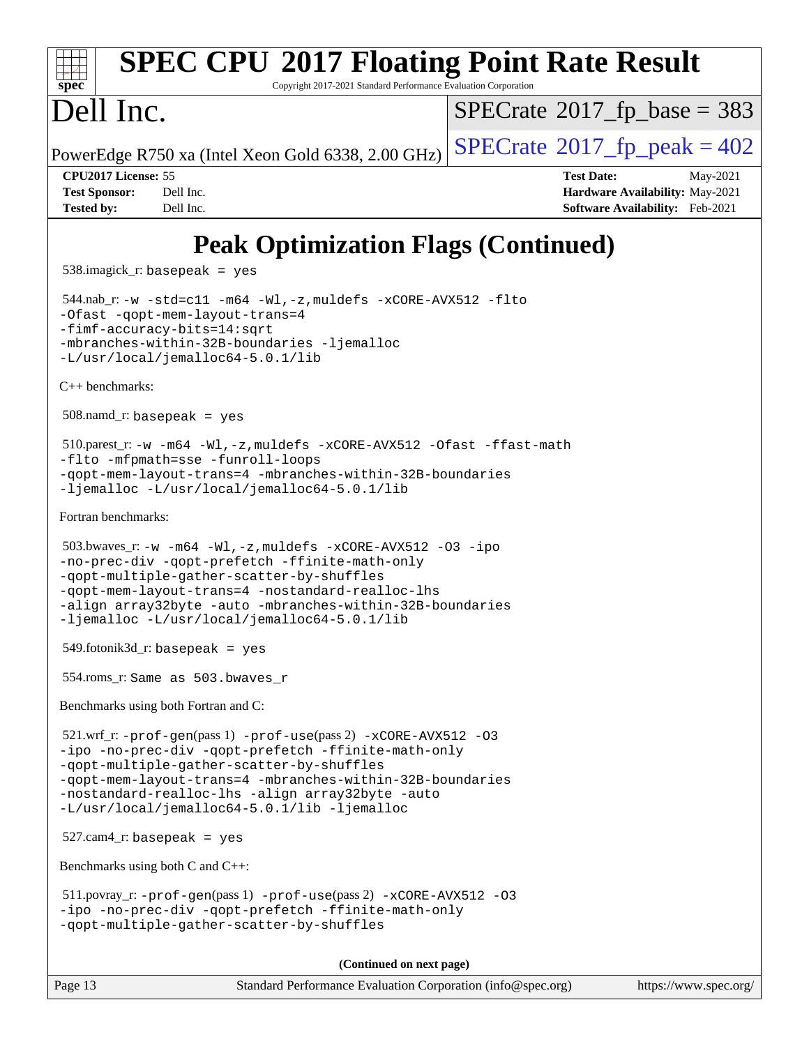# Peak Optimization Flags (Continued)

538.imagick_r: `basepeak = yes`

544.nab_r: `-w -std=c11 -m64 -Wl,-z,muldefs -xCORE-AVX512 -flto -Ofast -qopt-mem-layout-trans=4 -fimf-accuracy-bits=14:sqrt -mbranches-within-32B-boundaries -ljemalloc -L/usr/local/jemalloc64-5.0.1/lib`

C++ benchmarks:

508.namd_r: `basepeak = yes`

510.parest_r: `-w -m64 -Wl,-z,muldefs -xCORE-AVX512 -Ofast -ffast-math -flto -mfpmath=sse -funroll-loops -qopt-mem-layout-trans=4 -mbranches-within-32B-boundaries -ljemalloc -L/usr/local/jemalloc64-5.0.1/lib`

Fortran benchmarks:

503.bwaves_r: `-w -m64 -Wl,-z,muldefs -xCORE-AVX512 -O3 -ipo -no-prec-div -qopt-prefetch -ffinite-math-only -qopt-multiple-gather-scatter-by-shuffles -qopt-mem-layout-trans=4 -nostandard-realloc-lhs -align array32byte -auto -mbranches-within-32B-boundaries -ljemalloc -L/usr/local/jemalloc64-5.0.1/lib`

549.fotonik3d_r: `basepeak = yes`

554.roms_r: `Same as 503.bwaves_r`

Benchmarks using both Fortran and C:

521.wrf_r: `-prof-gen`(pass 1) `-prof-use`(pass 2) `-xCORE-AVX512 -O3 -ipo -no-prec-div -qopt-prefetch -ffinite-math-only -qopt-multiple-gather-scatter-by-shuffles -qopt-mem-layout-trans=4 -mbranches-within-32B-boundaries -nostandard-realloc-lhs -align array32byte -auto -L/usr/local/jemalloc64-5.0.1/lib -ljemalloc`

527.cam4_r: `basepeak = yes`

Benchmarks using both C and C++:

511.povray_r: `-prof-gen`(pass 1) `-prof-use`(pass 2) `-xCORE-AVX512 -O3 -ipo -no-prec-div -qopt-prefetch -ffinite-math-only -qopt-multiple-gather-scatter-by-shuffles`

**(Continued on next page)**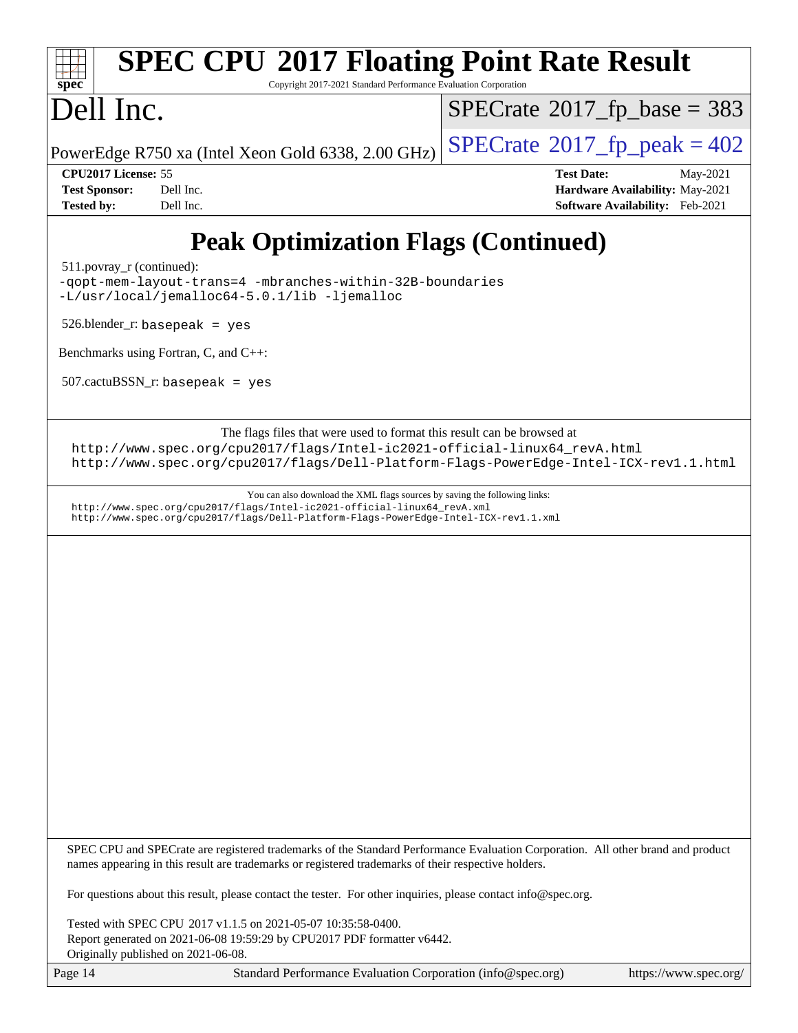# SPEC CPU 2017 Floating Point Rate Result

Copyright 2017-2021 Standard Performance Evaluation Corporation

# Dell Inc.

PowerEdge R750 xa (Intel Xeon Gold 6338, 2.00 GHz)

SPECrate 2017_fp_base = 383

SPECrate 2017_fp_peak = 402

**CPU2017 License:** 55
**Test Sponsor:** Dell Inc.
**Tested by:** Dell Inc.

**Test Date:** May-2021
**Hardware Availability:** May-2021
**Software Availability:** Feb-2021

## Peak Optimization Flags (Continued)

511.povray_r (continued):
-qopt-mem-layout-trans=4 -mbranches-within-32B-boundaries
-L/usr/local/jemalloc64-5.0.1/lib -ljemalloc

526.blender_r: basepeak = yes

Benchmarks using Fortran, C, and C++:

507.cactuBSSN_r: basepeak = yes

The flags files that were used to format this result can be browsed at
http://www.spec.org/cpu2017/flags/Intel-ic2021-official-linux64_revA.html
http://www.spec.org/cpu2017/flags/Dell-Platform-Flags-PowerEdge-Intel-ICX-rev1.1.html

You can also download the XML flags sources by saving the following links:
http://www.spec.org/cpu2017/flags/Intel-ic2021-official-linux64_revA.xml
http://www.spec.org/cpu2017/flags/Dell-Platform-Flags-PowerEdge-Intel-ICX-rev1.1.xml

SPEC CPU and SPECrate are registered trademarks of the Standard Performance Evaluation Corporation. All other brand and product names appearing in this result are trademarks or registered trademarks of their respective holders.

For questions about this result, please contact the tester. For other inquiries, please contact info@spec.org.

Tested with SPEC CPU 2017 v1.1.5 on 2021-05-07 10:35:58-0400.
Report generated on 2021-06-08 19:59:29 by CPU2017 PDF formatter v6442.
Originally published on 2021-06-08.